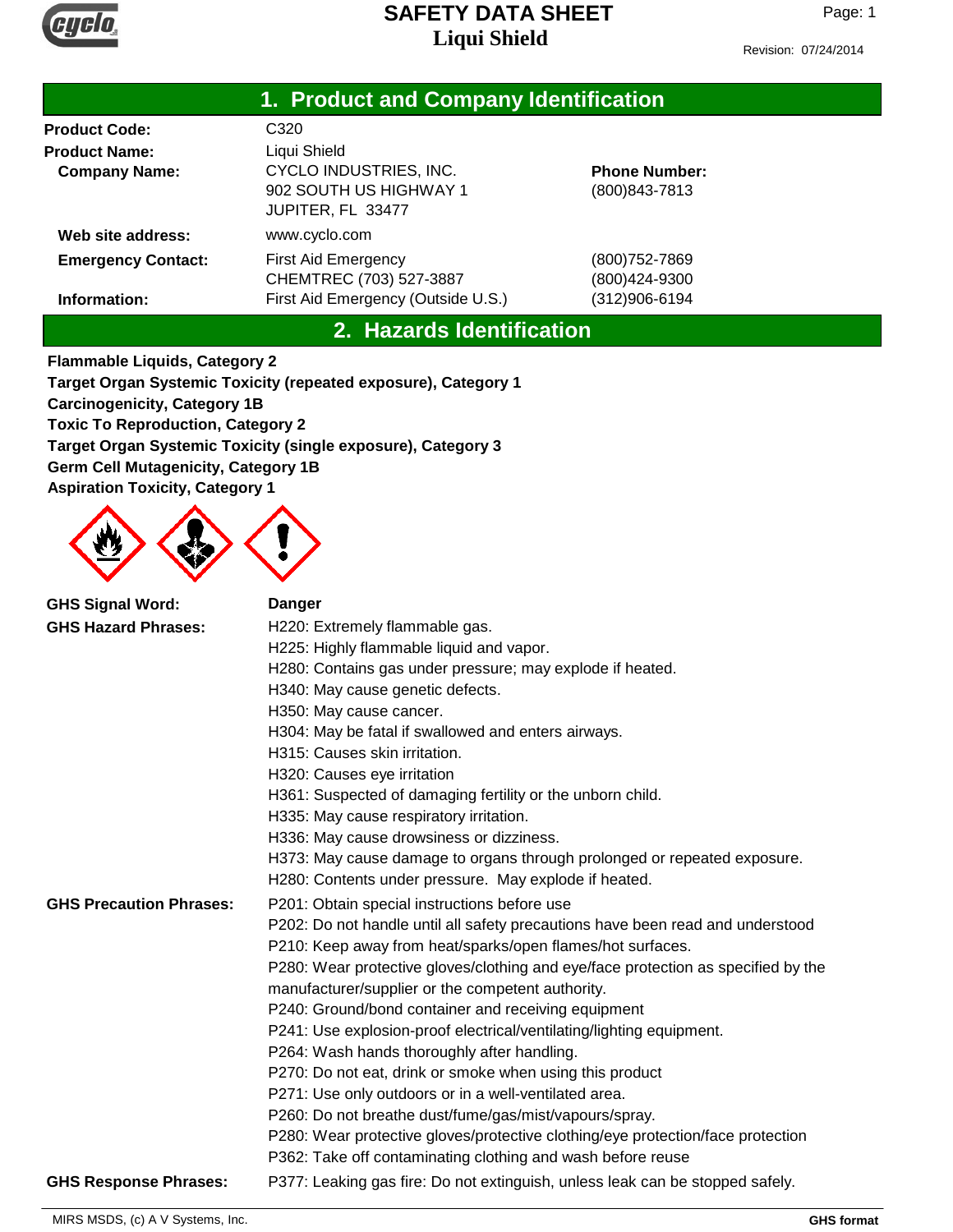# SAFETY DATA SHEET
## Liqui Shield

Revision: 07/24/2014

## 1. Product and Company Identification

| | | |
|---|---|---|
| **Product Code:** | C320 | |
| **Product Name:** | Liqui Shield | |
| **Company Name:** | CYCLO INDUSTRIES, INC.<br>902 SOUTH US HIGHWAY 1<br>JUPITER, FL 33477 | **Phone Number:**<br>(800)843-7813 |
| **Web site address:** | www.cyclo.com | |
| **Emergency Contact:** | First Aid Emergency<br>CHEMTREC (703) 527-3887 | (800)752-7869<br>(800)424-9300 |
| **Information:** | First Aid Emergency (Outside U.S.) | (312)906-6194 |

## 2. Hazards Identification

**Flammable Liquids, Category 2**
**Target Organ Systemic Toxicity (repeated exposure), Category 1**
**Carcinogenicity, Category 1B**
**Toxic To Reproduction, Category 2**
**Target Organ Systemic Toxicity (single exposure), Category 3**
**Germ Cell Mutagenicity, Category 1B**
**Aspiration Toxicity, Category 1**

**GHS Signal Word:** Danger

**GHS Hazard Phrases:**
H220: Extremely flammable gas.
H225: Highly flammable liquid and vapor.
H280: Contains gas under pressure; may explode if heated.
H340: May cause genetic defects.
H350: May cause cancer.
H304: May be fatal if swallowed and enters airways.
H315: Causes skin irritation.
H320: Causes eye irritation
H361: Suspected of damaging fertility or the unborn child.
H335: May cause respiratory irritation.
H336: May cause drowsiness or dizziness.
H373: May cause damage to organs through prolonged or repeated exposure.
H280: Contents under pressure. May explode if heated.

**GHS Precaution Phrases:**
P201: Obtain special instructions before use
P202: Do not handle until all safety precautions have been read and understood
P210: Keep away from heat/sparks/open flames/hot surfaces.
P280: Wear protective gloves/clothing and eye/face protection as specified by the manufacturer/supplier or the competent authority.
P240: Ground/bond container and receiving equipment
P241: Use explosion-proof electrical/ventilating/lighting equipment.
P264: Wash hands thoroughly after handling.
P270: Do not eat, drink or smoke when using this product
P271: Use only outdoors or in a well-ventilated area.
P260: Do not breathe dust/fume/gas/mist/vapours/spray.
P280: Wear protective gloves/protective clothing/eye protection/face protection
P362: Take off contaminating clothing and wash before reuse

**GHS Response Phrases:**
P377: Leaking gas fire: Do not extinguish, unless leak can be stopped safely.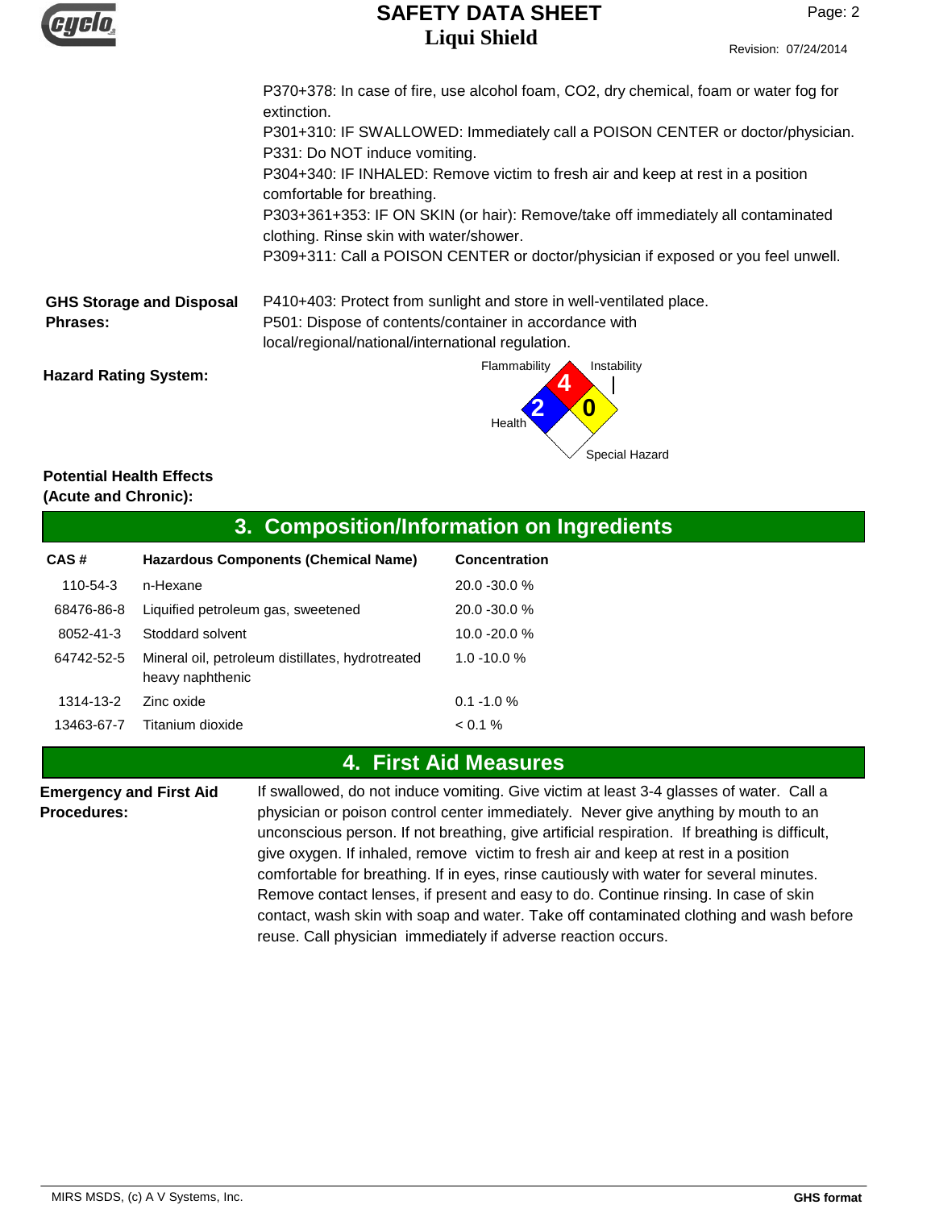P370+378: In case of fire, use alcohol foam, $CO_2$, dry chemical, foam or water fog for extinction.
P301+310: IF SWALLOWED: Immediately call a POISON CENTER or doctor/physician.
P331: Do NOT induce vomiting.
P304+340: IF INHALED: Remove victim to fresh air and keep at rest in a position comfortable for breathing.
P303+361+353: IF ON SKIN (or hair): Remove/take off immediately all contaminated clothing. Rinse skin with water/shower.
P309+311: Call a POISON CENTER or doctor/physician if exposed or you feel unwell.

**GHS Storage and Disposal Phrases:**

P410+403: Protect from sunlight and store in well-ventilated place.
P501: Dispose of contents/container in accordance with local/regional/national/international regulation.

**Hazard Rating System:**

Flammability: 4
Instability: 0
Health: 2
Special Hazard:

**Potential Health Effects (Acute and Chronic):**

## 3. Composition/Information on Ingredients

| CAS # | Hazardous Components (Chemical Name) | Concentration |
| --- | --- | --- |
| 110-54-3 | n-Hexane | 20.0 -30.0 % |
| 68476-86-8 | Liquified petroleum gas, sweetened | 20.0 -30.0 % |
| 8052-41-3 | Stoddard solvent | 10.0 -20.0 % |
| 64742-52-5 | Mineral oil, petroleum distillates, hydrotreated heavy naphthenic | 1.0 -10.0 % |
| 1314-13-2 | Zinc oxide | 0.1 -1.0 % |
| 13463-67-7 | Titanium dioxide | < 0.1 % |

## 4. First Aid Measures

**Emergency and First Aid Procedures:**

If swallowed, do not induce vomiting. Give victim at least 3-4 glasses of water. Call a physician or poison control center immediately. Never give anything by mouth to an unconscious person. If not breathing, give artificial respiration. If breathing is difficult, give oxygen. If inhaled, remove victim to fresh air and keep at rest in a position comfortable for breathing. If in eyes, rinse cautiously with water for several minutes. Remove contact lenses, if present and easy to do. Continue rinsing. In case of skin contact, wash skin with soap and water. Take off contaminated clothing and wash before reuse. Call physician immediately if adverse reaction occurs.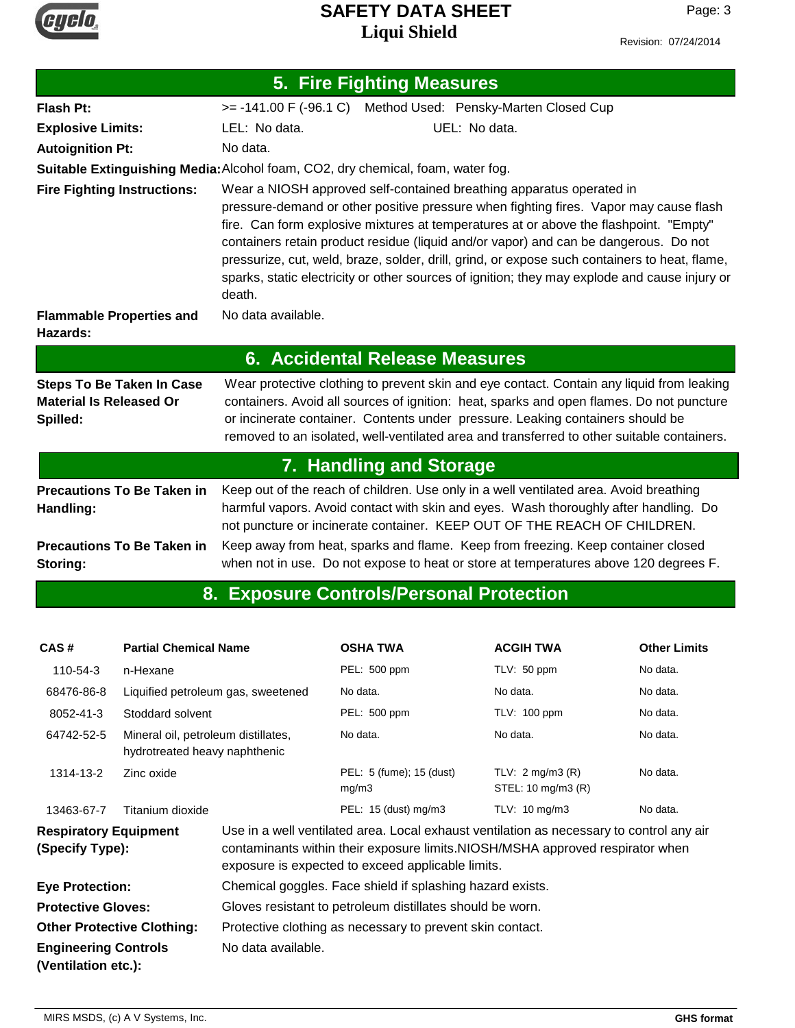## 5. Fire Fighting Measures

**Flash Pt:** >= -141.00 F (-96.1 C) Method Used: Pensky-Marten Closed Cup

**Explosive Limits:** LEL: No data. UEL: No data.

**Autoignition Pt:** No data.

**Suitable Extinguishing Media:** Alcohol foam, CO2, dry chemical, foam, water fog.

**Fire Fighting Instructions:** Wear a NIOSH approved self-contained breathing apparatus operated in pressure-demand or other positive pressure when fighting fires. Vapor may cause flash fire. Can form explosive mixtures at temperatures at or above the flashpoint. "Empty" containers retain product residue (liquid and/or vapor) and can be dangerous. Do not pressurize, cut, weld, braze, solder, drill, grind, or expose such containers to heat, flame, sparks, static electricity or other sources of ignition; they may explode and cause injury or death.

**Flammable Properties and Hazards:** No data available.

## 6. Accidental Release Measures

**Steps To Be Taken In Case Material Is Released Or Spilled:** Wear protective clothing to prevent skin and eye contact. Contain any liquid from leaking containers. Avoid all sources of ignition: heat, sparks and open flames. Do not puncture or incinerate container. Contents under pressure. Leaking containers should be removed to an isolated, well-ventilated area and transferred to other suitable containers.

## 7. Handling and Storage

**Precautions To Be Taken in Handling:** Keep out of the reach of children. Use only in a well ventilated area. Avoid breathing harmful vapors. Avoid contact with skin and eyes. Wash thoroughly after handling. Do not puncture or incinerate container. KEEP OUT OF THE REACH OF CHILDREN.

**Precautions To Be Taken in Storing:** Keep away from heat, sparks and flame. Keep from freezing. Keep container closed when not in use. Do not expose to heat or store at temperatures above 120 degrees F.

## 8. Exposure Controls/Personal Protection

| CAS # | Partial Chemical Name | OSHA TWA | ACGIH TWA | Other Limits |
|---|---|---|---|---|
| 110-54-3 | n-Hexane | PEL: 500 ppm | TLV: 50 ppm | No data. |
| 68476-86-8 | Liquified petroleum gas, sweetened | No data. | No data. | No data. |
| 8052-41-3 | Stoddard solvent | PEL: 500 ppm | TLV: 100 ppm | No data. |
| 64742-52-5 | Mineral oil, petroleum distillates, hydrotreated heavy naphthenic | No data. | No data. | No data. |
| 1314-13-2 | Zinc oxide | PEL: 5 (fume); 15 (dust) mg/m3 | TLV: 2 mg/m3 (R) STEL: 10 mg/m3 (R) | No data. |
| 13463-67-7 | Titanium dioxide | PEL: 15 (dust) mg/m3 | TLV: 10 mg/m3 | No data. |

**Respiratory Equipment (Specify Type):** Use in a well ventilated area. Local exhaust ventilation as necessary to control any air contaminants within their exposure limits.NIOSH/MSHA approved respirator when exposure is expected to exceed applicable limits.

**Eye Protection:** Chemical goggles. Face shield if splashing hazard exists.

**Protective Gloves:** Gloves resistant to petroleum distillates should be worn.

**Other Protective Clothing:** Protective clothing as necessary to prevent skin contact.

**Engineering Controls (Ventilation etc.):** No data available.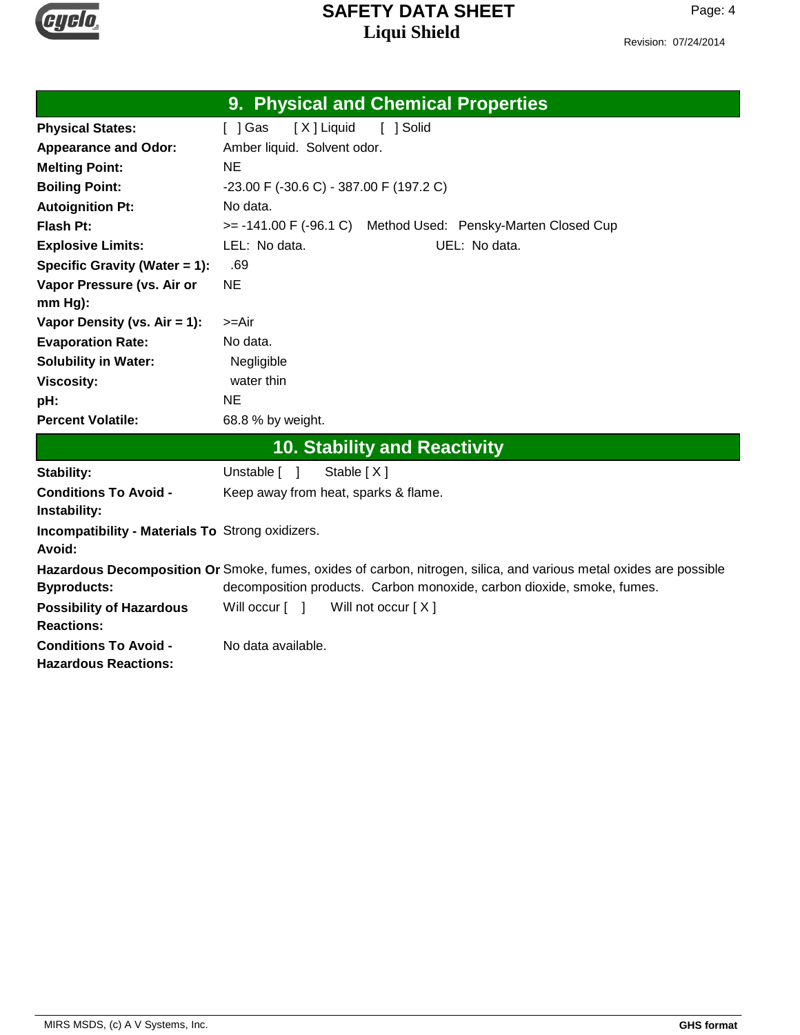## 9. Physical and Chemical Properties

| | |
|---|---|
| **Physical States:** | [ ] Gas [ X ] Liquid [ ] Solid |
| **Appearance and Odor:** | Amber liquid. Solvent odor. |
| **Melting Point:** | NE |
| **Boiling Point:** | -23.00 F (-30.6 C) - 387.00 F (197.2 C) |
| **Autoignition Pt:** | No data. |
| **Flash Pt:** | >= -141.00 F (-96.1 C) Method Used: Pensky-Marten Closed Cup |
| **Explosive Limits:** | LEL: No data. UEL: No data. |
| **Specific Gravity (Water = 1):** | .69 |
| **Vapor Pressure (vs. Air or mm Hg):** | NE |
| **Vapor Density (vs. Air = 1):** | >=Air |
| **Evaporation Rate:** | No data. |
| **Solubility in Water:** | Negligible |
| **Viscosity:** | water thin |
| **pH:** | NE |
| **Percent Volatile:** | 68.8 % by weight. |

## 10. Stability and Reactivity

| | |
|---|---|
| **Stability:** | Unstable [ ] Stable [ X ] |
| **Conditions To Avoid - Instability:** | Keep away from heat, sparks & flame. |
| **Incompatibility - Materials To Avoid:** | Strong oxidizers. |
| **Hazardous Decomposition Or Byproducts:** | Smoke, fumes, oxides of carbon, nitrogen, silica, and various metal oxides are possible decomposition products. Carbon monoxide, carbon dioxide, smoke, fumes. |
| **Possibility of Hazardous Reactions:** | Will occur [ ] Will not occur [ X ] |
| **Conditions To Avoid - Hazardous Reactions:** | No data available. |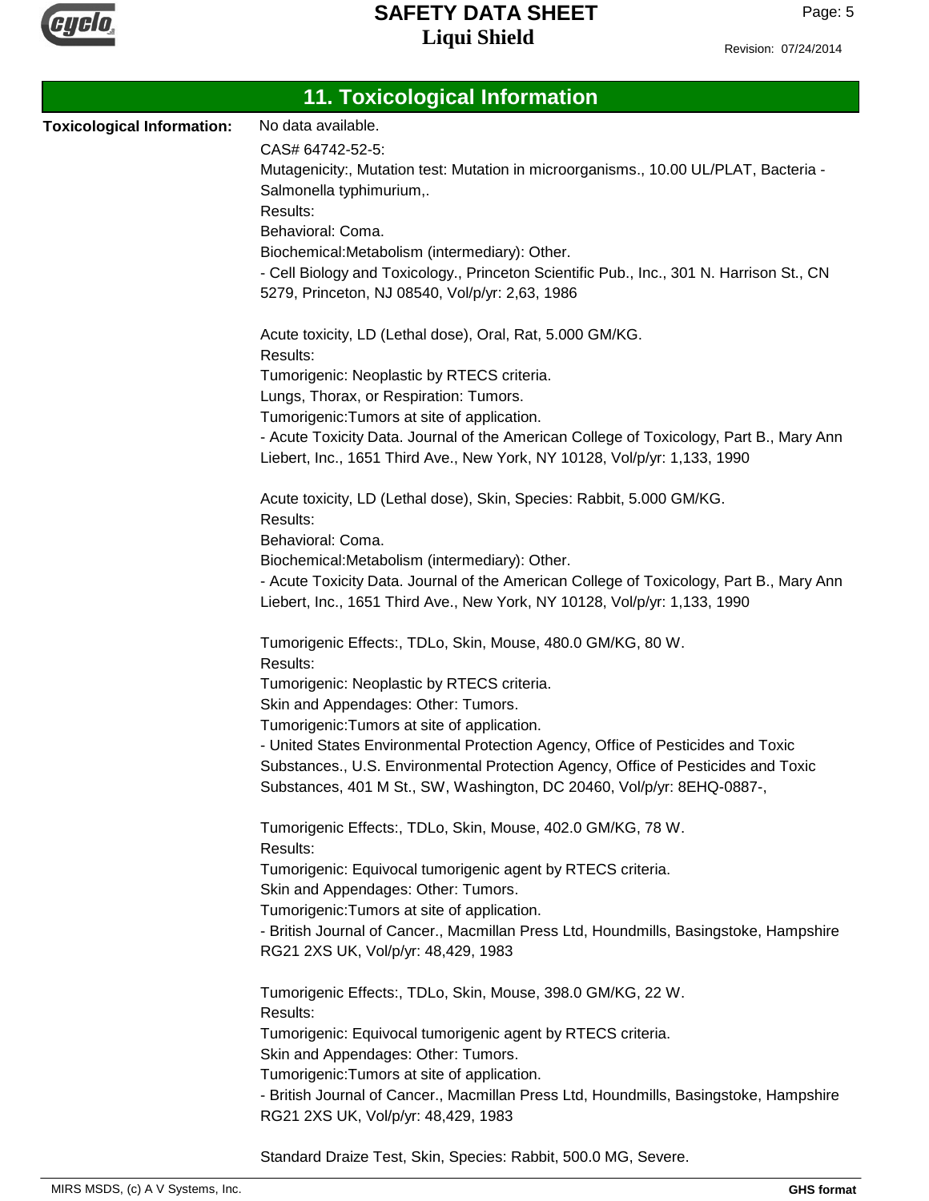## 11. Toxicological Information

**Toxicological Information:** No data available.

CAS# 64742-52-5:
Mutagenicity:, Mutation test: Mutation in microorganisms., 10.00 UL/PLAT, Bacteria - Salmonella typhimurium,.
Results:
Behavioral: Coma.
Biochemical:Metabolism (intermediary): Other.
- Cell Biology and Toxicology., Princeton Scientific Pub., Inc., 301 N. Harrison St., CN 5279, Princeton, NJ 08540, Vol/p/yr: 2,63, 1986

Acute toxicity, LD (Lethal dose), Oral, Rat, 5.000 GM/KG.
Results:
Tumorigenic: Neoplastic by RTECS criteria.
Lungs, Thorax, or Respiration: Tumors.
Tumorigenic:Tumors at site of application.
- Acute Toxicity Data. Journal of the American College of Toxicology, Part B., Mary Ann Liebert, Inc., 1651 Third Ave., New York, NY 10128, Vol/p/yr: 1,133, 1990

Acute toxicity, LD (Lethal dose), Skin, Species: Rabbit, 5.000 GM/KG.
Results:
Behavioral: Coma.
Biochemical:Metabolism (intermediary): Other.
- Acute Toxicity Data. Journal of the American College of Toxicology, Part B., Mary Ann Liebert, Inc., 1651 Third Ave., New York, NY 10128, Vol/p/yr: 1,133, 1990

Tumorigenic Effects:, TDLo, Skin, Mouse, 480.0 GM/KG, 80 W.
Results:
Tumorigenic: Neoplastic by RTECS criteria.
Skin and Appendages: Other: Tumors.
Tumorigenic:Tumors at site of application.
- United States Environmental Protection Agency, Office of Pesticides and Toxic Substances., U.S. Environmental Protection Agency, Office of Pesticides and Toxic Substances, 401 M St., SW, Washington, DC 20460, Vol/p/yr: 8EHQ-0887-,

Tumorigenic Effects:, TDLo, Skin, Mouse, 402.0 GM/KG, 78 W.
Results:
Tumorigenic: Equivocal tumorigenic agent by RTECS criteria.
Skin and Appendages: Other: Tumors.
Tumorigenic:Tumors at site of application.
- British Journal of Cancer., Macmillan Press Ltd, Houndmills, Basingstoke, Hampshire RG21 2XS UK, Vol/p/yr: 48,429, 1983

Tumorigenic Effects:, TDLo, Skin, Mouse, 398.0 GM/KG, 22 W.
Results:
Tumorigenic: Equivocal tumorigenic agent by RTECS criteria.
Skin and Appendages: Other: Tumors.
Tumorigenic:Tumors at site of application.
- British Journal of Cancer., Macmillan Press Ltd, Houndmills, Basingstoke, Hampshire RG21 2XS UK, Vol/p/yr: 48,429, 1983

Standard Draize Test, Skin, Species: Rabbit, 500.0 MG, Severe.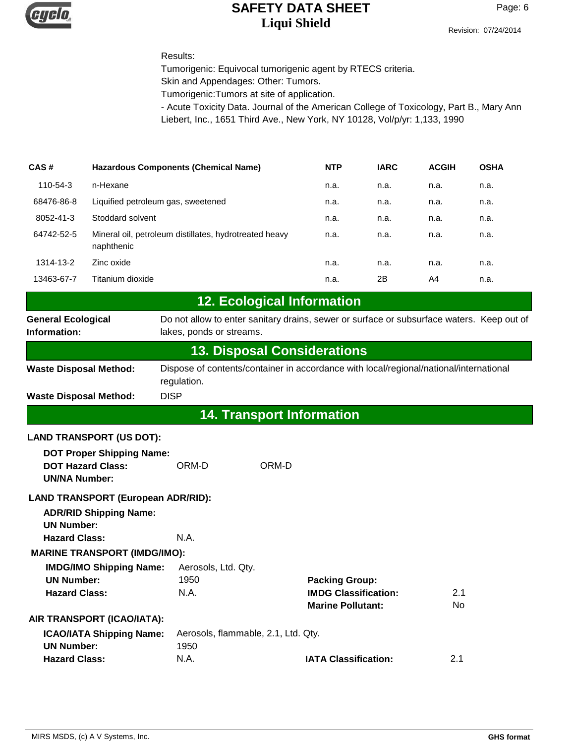Results:
Tumorigenic: Equivocal tumorigenic agent by RTECS criteria.
Skin and Appendages: Other: Tumors.
Tumorigenic:Tumors at site of application.
- Acute Toxicity Data. Journal of the American College of Toxicology, Part B., Mary Ann Liebert, Inc., 1651 Third Ave., New York, NY 10128, Vol/p/yr: 1,133, 1990

| CAS # | Hazardous Components (Chemical Name) | NTP | IARC | ACGIH | OSHA |
|---|---|---|---|---|---|
| 110-54-3 | n-Hexane | n.a. | n.a. | n.a. | n.a. |
| 68476-86-8 | Liquified petroleum gas, sweetened | n.a. | n.a. | n.a. | n.a. |
| 8052-41-3 | Stoddard solvent | n.a. | n.a. | n.a. | n.a. |
| 64742-52-5 | Mineral oil, petroleum distillates, hydrotreated heavy naphthenic | n.a. | n.a. | n.a. | n.a. |
| 1314-13-2 | Zinc oxide | n.a. | n.a. | n.a. | n.a. |
| 13463-67-7 | Titanium dioxide | n.a. | 2B | A4 | n.a. |

## 12. Ecological Information

**General Ecological Information:** Do not allow to enter sanitary drains, sewer or surface or subsurface waters. Keep out of lakes, ponds or streams.

## 13. Disposal Considerations

**Waste Disposal Method:** Dispose of contents/container in accordance with local/regional/national/international regulation.

**Waste Disposal Method:** DISP

## 14. Transport Information

**LAND TRANSPORT (US DOT):**

**DOT Proper Shipping Name:**
**DOT Hazard Class:** ORM-D ORM-D
**UN/NA Number:**

**LAND TRANSPORT (European ADR/RID):**

**ADR/RID Shipping Name:**
**UN Number:**
**Hazard Class:** N.A.

**MARINE TRANSPORT (IMDG/IMO):**

**IMDG/IMO Shipping Name:** Aerosols, Ltd. Qty.
**UN Number:** 1950
**Hazard Class:** N.A.
**Packing Group:**
**IMDG Classification:** 2.1
**Marine Pollutant:** No

**AIR TRANSPORT (ICAO/IATA):**

**ICAO/IATA Shipping Name:** Aerosols, flammable, 2.1, Ltd. Qty.
**UN Number:** 1950
**Hazard Class:** N.A.
**IATA Classification:** 2.1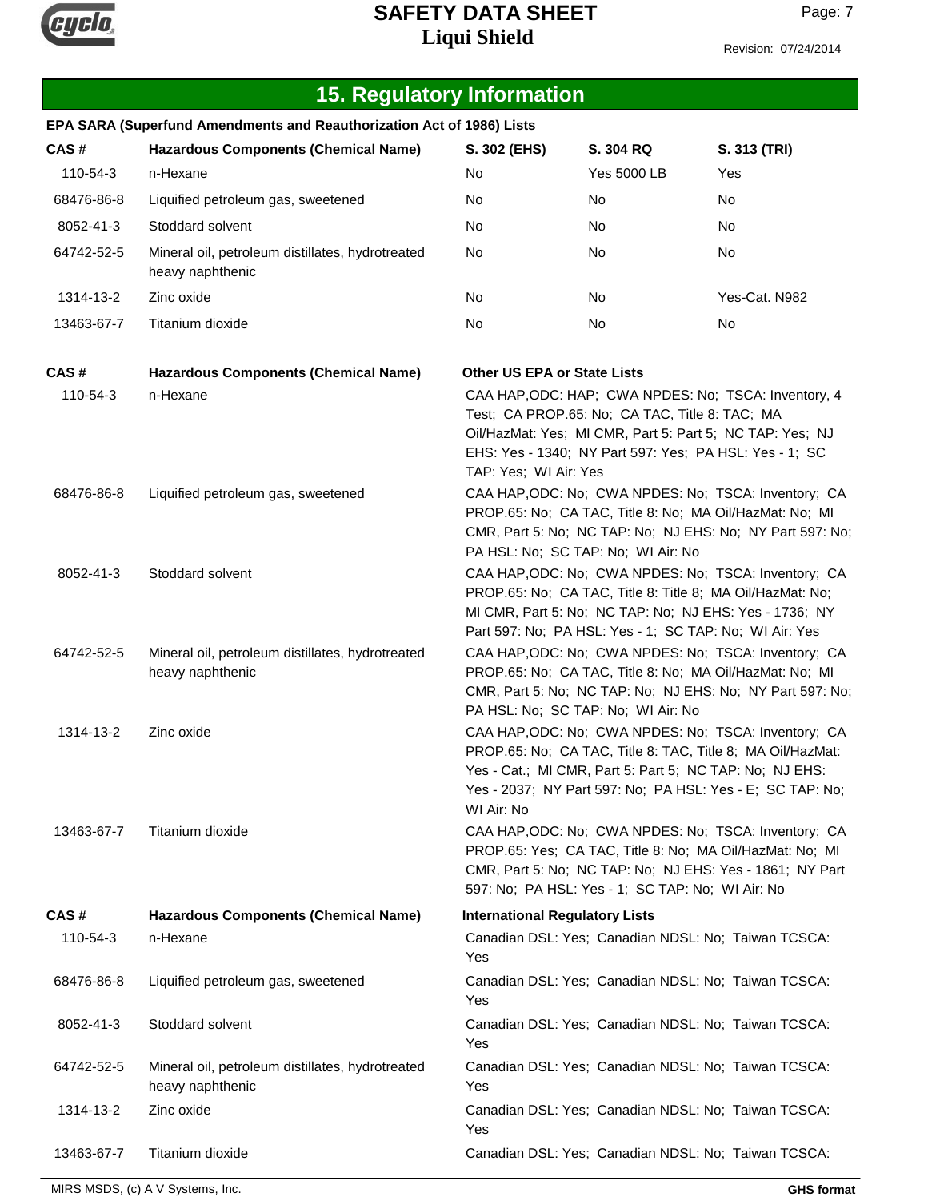## 15. Regulatory Information

**EPA SARA (Superfund Amendments and Reauthorization Act of 1986) Lists**

| CAS # | Hazardous Components (Chemical Name) | S. 302 (EHS) | S. 304 RQ | S. 313 (TRI) |
|---|---|---|---|---|
| 110-54-3 | n-Hexane | No | Yes 5000 LB | Yes |
| 68476-86-8 | Liquified petroleum gas, sweetened | No | No | No |
| 8052-41-3 | Stoddard solvent | No | No | No |
| 64742-52-5 | Mineral oil, petroleum distillates, hydrotreated heavy naphthenic | No | No | No |
| 1314-13-2 | Zinc oxide | No | No | Yes-Cat. N982 |
| 13463-67-7 | Titanium dioxide | No | No | No |

| CAS # | Hazardous Components (Chemical Name) | Other US EPA or State Lists |
|---|---|---|
| 110-54-3 | n-Hexane | CAA HAP,ODC: HAP; CWA NPDES: No; TSCA: Inventory, 4 Test; CA PROP.65: No; CA TAC, Title 8: TAC; MA Oil/HazMat: Yes; MI CMR, Part 5: Part 5; NC TAP: Yes; NJ EHS: Yes - 1340; NY Part 597: Yes; PA HSL: Yes - 1; SC TAP: Yes; WI Air: Yes |
| 68476-86-8 | Liquified petroleum gas, sweetened | CAA HAP,ODC: No; CWA NPDES: No; TSCA: Inventory; CA PROP.65: No; CA TAC, Title 8: No; MA Oil/HazMat: No; MI CMR, Part 5: No; NC TAP: No; NJ EHS: No; NY Part 597: No; PA HSL: No; SC TAP: No; WI Air: No |
| 8052-41-3 | Stoddard solvent | CAA HAP,ODC: No; CWA NPDES: No; TSCA: Inventory; CA PROP.65: No; CA TAC, Title 8: Title 8; MA Oil/HazMat: No; MI CMR, Part 5: No; NC TAP: No; NJ EHS: Yes - 1736; NY Part 597: No; PA HSL: Yes - 1; SC TAP: No; WI Air: Yes |
| 64742-52-5 | Mineral oil, petroleum distillates, hydrotreated heavy naphthenic | CAA HAP,ODC: No; CWA NPDES: No; TSCA: Inventory; CA PROP.65: No; CA TAC, Title 8: No; MA Oil/HazMat: No; MI CMR, Part 5: No; NC TAP: No; NJ EHS: No; NY Part 597: No; PA HSL: No; SC TAP: No; WI Air: No |
| 1314-13-2 | Zinc oxide | CAA HAP,ODC: No; CWA NPDES: No; TSCA: Inventory; CA PROP.65: No; CA TAC, Title 8: TAC, Title 8; MA Oil/HazMat: Yes - Cat.; MI CMR, Part 5: Part 5; NC TAP: No; NJ EHS: Yes - 2037; NY Part 597: No; PA HSL: Yes - E; SC TAP: No; WI Air: No |
| 13463-67-7 | Titanium dioxide | CAA HAP,ODC: No; CWA NPDES: No; TSCA: Inventory; CA PROP.65: Yes; CA TAC, Title 8: No; MA Oil/HazMat: No; MI CMR, Part 5: No; NC TAP: No; NJ EHS: Yes - 1861; NY Part 597: No; PA HSL: Yes - 1; SC TAP: No; WI Air: No |

| CAS # | Hazardous Components (Chemical Name) | International Regulatory Lists |
|---|---|---|
| 110-54-3 | n-Hexane | Canadian DSL: Yes; Canadian NDSL: No; Taiwan TCSCA: Yes |
| 68476-86-8 | Liquified petroleum gas, sweetened | Canadian DSL: Yes; Canadian NDSL: No; Taiwan TCSCA: Yes |
| 8052-41-3 | Stoddard solvent | Canadian DSL: Yes; Canadian NDSL: No; Taiwan TCSCA: Yes |
| 64742-52-5 | Mineral oil, petroleum distillates, hydrotreated heavy naphthenic | Canadian DSL: Yes; Canadian NDSL: No; Taiwan TCSCA: Yes |
| 1314-13-2 | Zinc oxide | Canadian DSL: Yes; Canadian NDSL: No; Taiwan TCSCA: Yes |
| 13463-67-7 | Titanium dioxide | Canadian DSL: Yes; Canadian NDSL: No; Taiwan TCSCA: |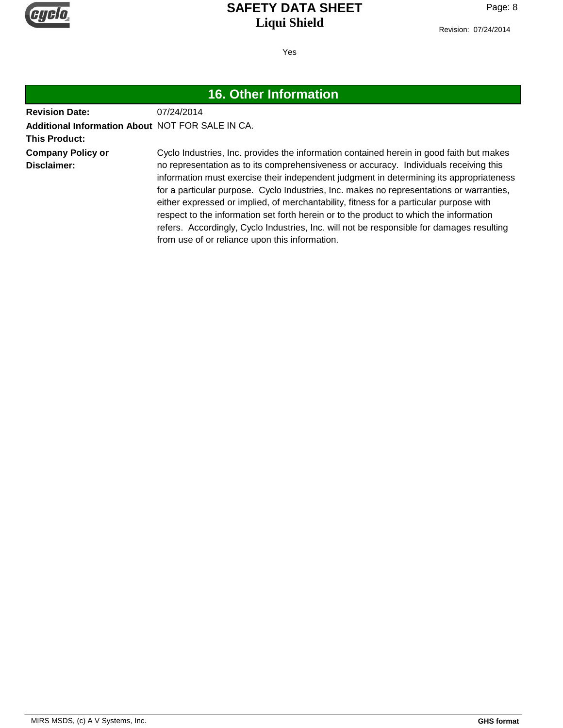Yes

## 16. Other Information

**Revision Date:** 07/24/2014

**Additional Information About This Product:** NOT FOR SALE IN CA.

**Company Policy or Disclaimer:** Cyclo Industries, Inc. provides the information contained herein in good faith but makes no representation as to its comprehensiveness or accuracy. Individuals receiving this information must exercise their independent judgment in determining its appropriateness for a particular purpose. Cyclo Industries, Inc. makes no representations or warranties, either expressed or implied, of merchantability, fitness for a particular purpose with respect to the information set forth herein or to the product to which the information refers. Accordingly, Cyclo Industries, Inc. will not be responsible for damages resulting from use of or reliance upon this information.